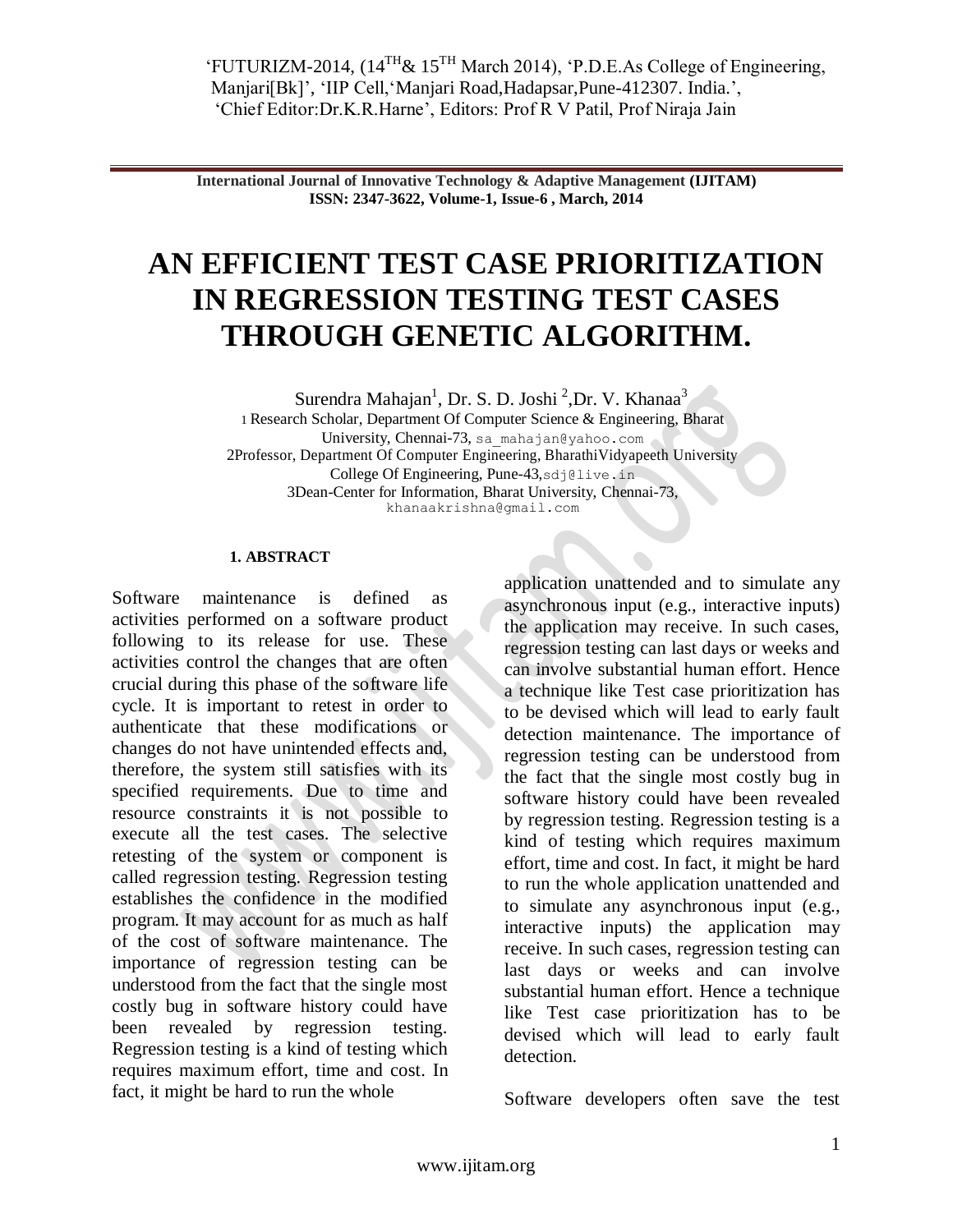'FUTURIZM-2014, (14TH& 15TH March 2014), 'P.D.E.As College of Engineering, Manjari[Bk]', 'IIP Cell,'Manjari Road,Hadapsar,Pune-412307. India.', 'Chief Editor:Dr.K.R.Harne', Editors: Prof R V Patil, Prof Niraja Jain

**International Journal of Innovative Technology & Adaptive Management (IJITAM)**
**ISSN: 2347-3622, Volume-1, Issue-6 , March, 2014**

# AN EFFICIENT TEST CASE PRIORITIZATION IN REGRESSION TESTING TEST CASES THROUGH GENETIC ALGORITHM.

Surendra Mahajan[1], Dr. S. D. Joshi [2],Dr. V. Khanaa[3]

1 Research Scholar, Department Of Computer Science & Engineering, Bharat University, Chennai-73, sa_mahajan@yahoo.com

2Professor, Department Of Computer Engineering, BharathiVidyapeeth University College Of Engineering, Pune-43,sdj@live.in

3Dean-Center for Information, Bharat University, Chennai-73, khanaakrishna@gmail.com

## 1. ABSTRACT

Software maintenance is defined as activities performed on a software product following to its release for use. These activities control the changes that are often crucial during this phase of the software life cycle. It is important to retest in order to authenticate that these modifications or changes do not have unintended effects and, therefore, the system still satisfies with its specified requirements. Due to time and resource constraints it is not possible to execute all the test cases. The selective retesting of the system or component is called regression testing. Regression testing establishes the confidence in the modified program. It may account for as much as half of the cost of software maintenance. The importance of regression testing can be understood from the fact that the single most costly bug in software history could have been revealed by regression testing. Regression testing is a kind of testing which requires maximum effort, time and cost. In fact, it might be hard to run the whole application unattended and to simulate any asynchronous input (e.g., interactive inputs) the application may receive. In such cases, regression testing can last days or weeks and can involve substantial human effort. Hence a technique like Test case prioritization has to be devised which will lead to early fault detection maintenance. The importance of regression testing can be understood from the fact that the single most costly bug in software history could have been revealed by regression testing. Regression testing is a kind of testing which requires maximum effort, time and cost. In fact, it might be hard to run the whole application unattended and to simulate any asynchronous input (e.g., interactive inputs) the application may receive. In such cases, regression testing can last days or weeks and can involve substantial human effort. Hence a technique like Test case prioritization has to be devised which will lead to early fault detection.

Software developers often save the test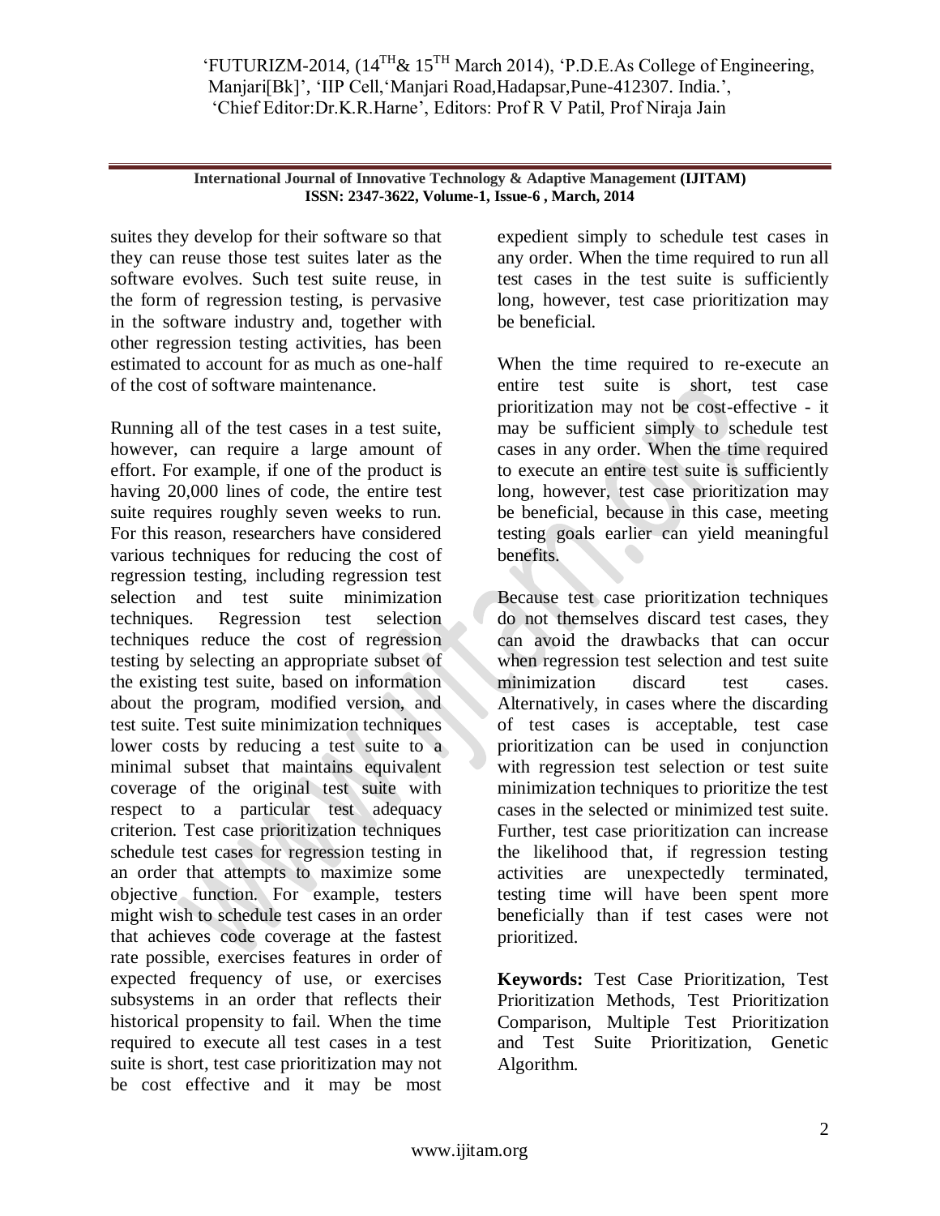suites they develop for their software so that they can reuse those test suites later as the software evolves. Such test suite reuse, in the form of regression testing, is pervasive in the software industry and, together with other regression testing activities, has been estimated to account for as much as one-half of the cost of software maintenance.

Running all of the test cases in a test suite, however, can require a large amount of effort. For example, if one of the product is having 20,000 lines of code, the entire test suite requires roughly seven weeks to run. For this reason, researchers have considered various techniques for reducing the cost of regression testing, including regression test selection and test suite minimization techniques. Regression test selection techniques reduce the cost of regression testing by selecting an appropriate subset of the existing test suite, based on information about the program, modified version, and test suite. Test suite minimization techniques lower costs by reducing a test suite to a minimal subset that maintains equivalent coverage of the original test suite with respect to a particular test adequacy criterion. Test case prioritization techniques schedule test cases for regression testing in an order that attempts to maximize some objective function. For example, testers might wish to schedule test cases in an order that achieves code coverage at the fastest rate possible, exercises features in order of expected frequency of use, or exercises subsystems in an order that reflects their historical propensity to fail. When the time required to execute all test cases in a test suite is short, test case prioritization may not be cost effective and it may be most expedient simply to schedule test cases in any order. When the time required to run all test cases in the test suite is sufficiently long, however, test case prioritization may be beneficial.

When the time required to re-execute an entire test suite is short, test case prioritization may not be cost-effective - it may be sufficient simply to schedule test cases in any order. When the time required to execute an entire test suite is sufficiently long, however, test case prioritization may be beneficial, because in this case, meeting testing goals earlier can yield meaningful benefits.

Because test case prioritization techniques do not themselves discard test cases, they can avoid the drawbacks that can occur when regression test selection and test suite minimization discard test cases. Alternatively, in cases where the discarding of test cases is acceptable, test case prioritization can be used in conjunction with regression test selection or test suite minimization techniques to prioritize the test cases in the selected or minimized test suite. Further, test case prioritization can increase the likelihood that, if regression testing activities are unexpectedly terminated, testing time will have been spent more beneficially than if test cases were not prioritized.

**Keywords:** Test Case Prioritization, Test Prioritization Methods, Test Prioritization Comparison, Multiple Test Prioritization and Test Suite Prioritization, Genetic Algorithm.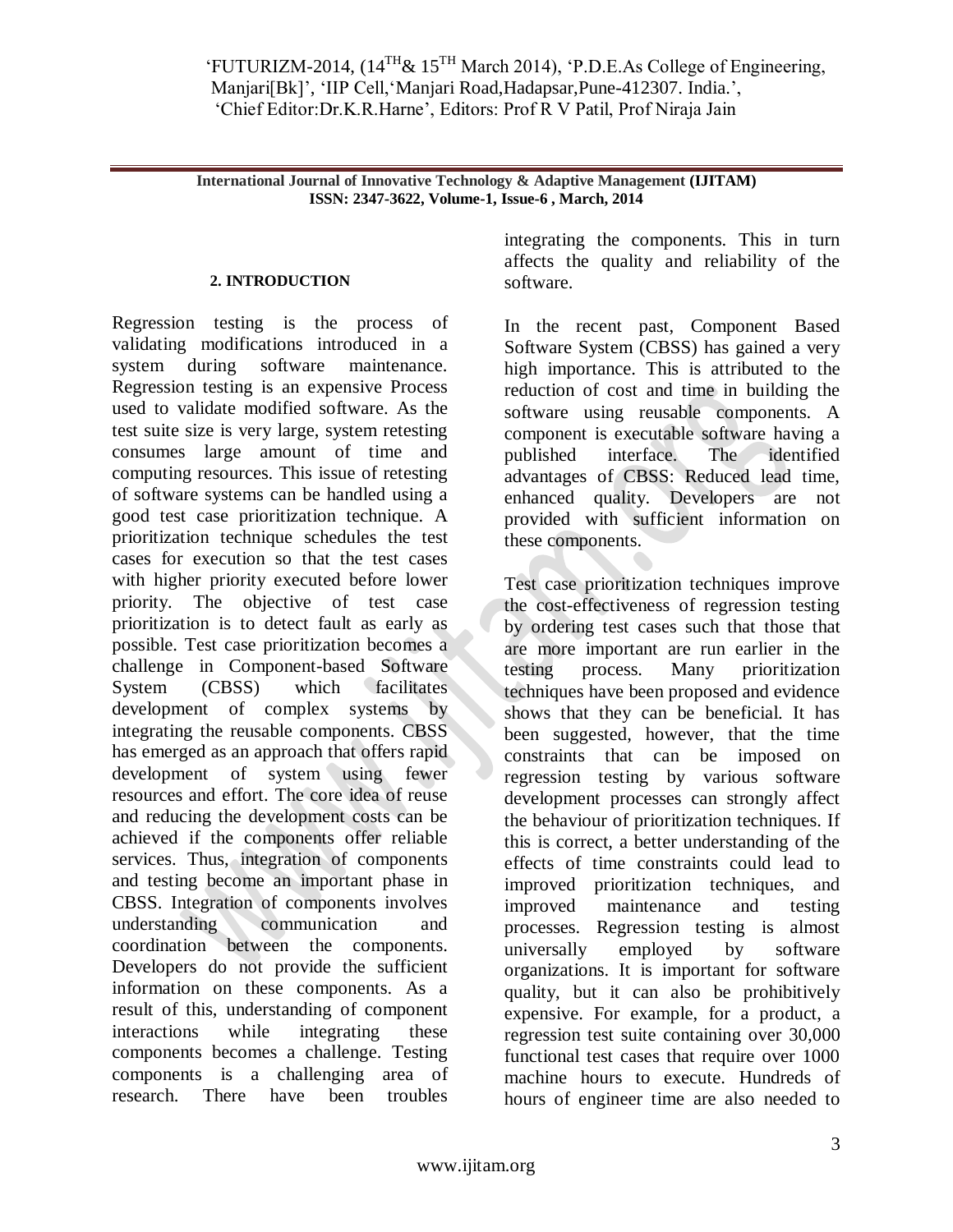## 2. INTRODUCTION

Regression testing is the process of validating modifications introduced in a system during software maintenance. Regression testing is an expensive Process used to validate modified software. As the test suite size is very large, system retesting consumes large amount of time and computing resources. This issue of retesting of software systems can be handled using a good test case prioritization technique. A prioritization technique schedules the test cases for execution so that the test cases with higher priority executed before lower priority. The objective of test case prioritization is to detect fault as early as possible. Test case prioritization becomes a challenge in Component-based Software System (CBSS) which facilitates development of complex systems by integrating the reusable components. CBSS has emerged as an approach that offers rapid development of system using fewer resources and effort. The core idea of reuse and reducing the development costs can be achieved if the components offer reliable services. Thus, integration of components and testing become an important phase in CBSS. Integration of components involves understanding communication and coordination between the components. Developers do not provide the sufficient information on these components. As a result of this, understanding of component interactions while integrating these components becomes a challenge. Testing components is a challenging area of research. There have been troubles integrating the components. This in turn affects the quality and reliability of the software.

In the recent past, Component Based Software System (CBSS) has gained a very high importance. This is attributed to the reduction of cost and time in building the software using reusable components. A component is executable software having a published interface. The identified advantages of CBSS: Reduced lead time, enhanced quality. Developers are not provided with sufficient information on these components.

Test case prioritization techniques improve the cost-effectiveness of regression testing by ordering test cases such that those that are more important are run earlier in the testing process. Many prioritization techniques have been proposed and evidence shows that they can be beneficial. It has been suggested, however, that the time constraints that can be imposed on regression testing by various software development processes can strongly affect the behaviour of prioritization techniques. If this is correct, a better understanding of the effects of time constraints could lead to improved prioritization techniques, and improved maintenance and testing processes. Regression testing is almost universally employed by software organizations. It is important for software quality, but it can also be prohibitively expensive. For example, for a product, a regression test suite containing over 30,000 functional test cases that require over 1000 machine hours to execute. Hundreds of hours of engineer time are also needed to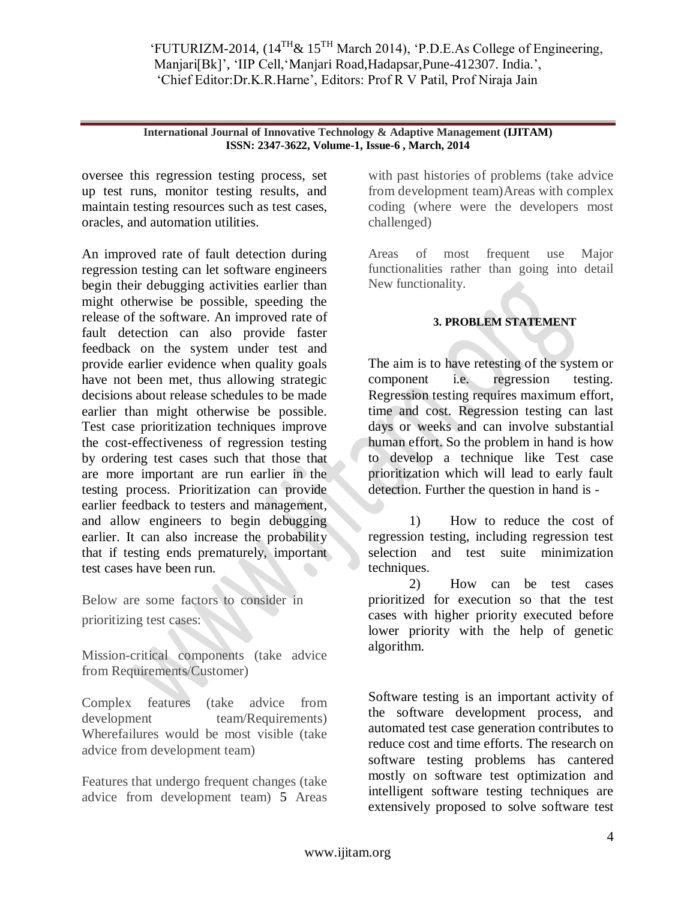oversee this regression testing process, set up test runs, monitor testing results, and maintain testing resources such as test cases, oracles, and automation utilities.

An improved rate of fault detection during regression testing can let software engineers begin their debugging activities earlier than might otherwise be possible, speeding the release of the software. An improved rate of fault detection can also provide faster feedback on the system under test and provide earlier evidence when quality goals have not been met, thus allowing strategic decisions about release schedules to be made earlier than might otherwise be possible. Test case prioritization techniques improve the cost-effectiveness of regression testing by ordering test cases such that those that are more important are run earlier in the testing process. Prioritization can provide earlier feedback to testers and management, and allow engineers to begin debugging earlier. It can also increase the probability that if testing ends prematurely, important test cases have been run.

Below are some factors to consider in prioritizing test cases:

Mission-critical components (take advice from Requirements/Customer)

Complex features (take advice from development team/Requirements) Wherefailures would be most visible (take advice from development team)

Features that undergo frequent changes (take advice from development team) 5 Areas with past histories of problems (take advice from development team)Areas with complex coding (where were the developers most challenged)

Areas of most frequent use Major functionalities rather than going into detail New functionality.

## 3. PROBLEM STATEMENT

The aim is to have retesting of the system or component i.e. regression testing. Regression testing requires maximum effort, time and cost. Regression testing can last days or weeks and can involve substantial human effort. So the problem in hand is how to develop a technique like Test case prioritization which will lead to early fault detection. Further the question in hand is -

1) How to reduce the cost of regression testing, including regression test selection and test suite minimization techniques.
2) How can be test cases prioritized for execution so that the test cases with higher priority executed before lower priority with the help of genetic algorithm.

Software testing is an important activity of the software development process, and automated test case generation contributes to reduce cost and time efforts. The research on software testing problems has cantered mostly on software test optimization and intelligent software testing techniques are extensively proposed to solve software test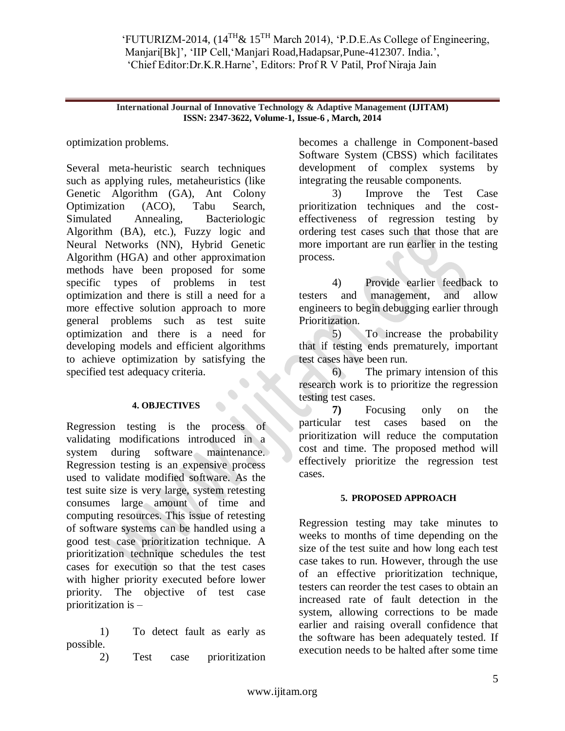optimization problems.

Several meta-heuristic search techniques such as applying rules, metaheuristics (like Genetic Algorithm (GA), Ant Colony Optimization (ACO), Tabu Search, Simulated Annealing, Bacteriologic Algorithm (BA), etc.), Fuzzy logic and Neural Networks (NN), Hybrid Genetic Algorithm (HGA) and other approximation methods have been proposed for some specific types of problems in test optimization and there is still a need for a more effective solution approach to more general problems such as test suite optimization and there is a need for developing models and efficient algorithms to achieve optimization by satisfying the specified test adequacy criteria.

#### 4. OBJECTIVES

Regression testing is the process of validating modifications introduced in a system during software maintenance. Regression testing is an expensive process used to validate modified software. As the test suite size is very large, system retesting consumes large amount of time and computing resources. This issue of retesting of software systems can be handled using a good test case prioritization technique. A prioritization technique schedules the test cases for execution so that the test cases with higher priority executed before lower priority. The objective of test case prioritization is –

1) To detect fault as early as possible.
2) Test case prioritization becomes a challenge in Component-based Software System (CBSS) which facilitates development of complex systems by integrating the reusable components.
3) Improve the Test Case prioritization techniques and the cost-effectiveness of regression testing by ordering test cases such that those that are more important are run earlier in the testing process.
4) Provide earlier feedback to testers and management, and allow engineers to begin debugging earlier through Prioritization.
5) To increase the probability that if testing ends prematurely, important test cases have been run.
6) The primary intension of this research work is to prioritize the regression testing test cases.
**7)** Focusing only on the particular test cases based on the prioritization will reduce the computation cost and time. The proposed method will effectively prioritize the regression test cases.

#### 5. PROPOSED APPROACH

Regression testing may take minutes to weeks to months of time depending on the size of the test suite and how long each test case takes to run. However, through the use of an effective prioritization technique, testers can reorder the test cases to obtain an increased rate of fault detection in the system, allowing corrections to be made earlier and raising overall confidence that the software has been adequately tested. If execution needs to be halted after some time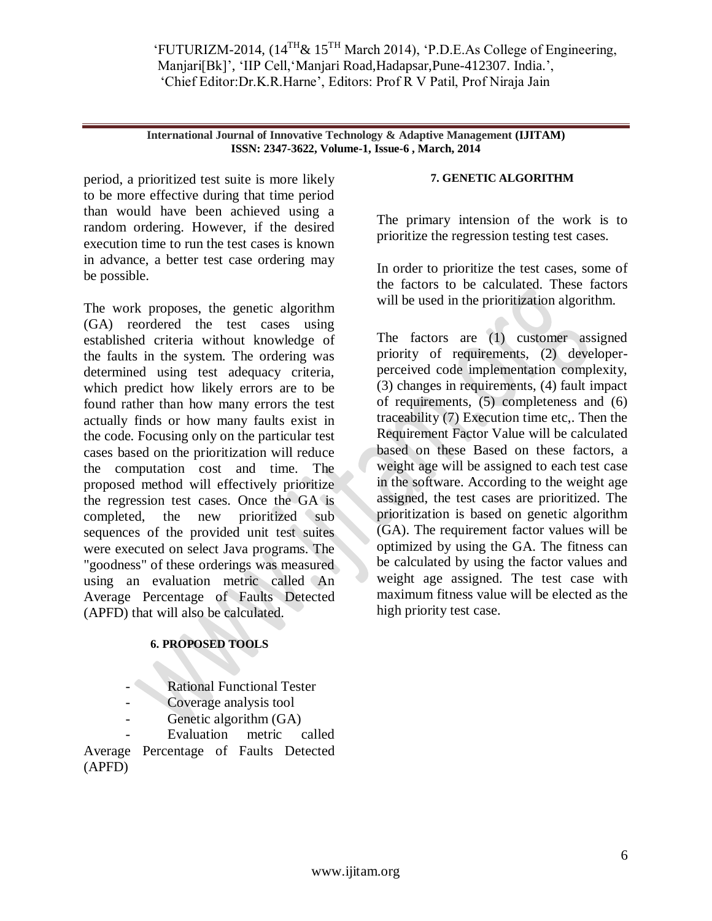period, a prioritized test suite is more likely to be more effective during that time period than would have been achieved using a random ordering. However, if the desired execution time to run the test cases is known in advance, a better test case ordering may be possible.

The work proposes, the genetic algorithm (GA) reordered the test cases using established criteria without knowledge of the faults in the system. The ordering was determined using test adequacy criteria, which predict how likely errors are to be found rather than how many errors the test actually finds or how many faults exist in the code. Focusing only on the particular test cases based on the prioritization will reduce the computation cost and time. The proposed method will effectively prioritize the regression test cases. Once the GA is completed, the new prioritized sub sequences of the provided unit test suites were executed on select Java programs. The "goodness" of these orderings was measured using an evaluation metric called An Average Percentage of Faults Detected (APFD) that will also be calculated.

## 6. PROPOSED TOOLS

- Rational Functional Tester
- Coverage analysis tool
- Genetic algorithm (GA)
- Evaluation metric called Average Percentage of Faults Detected (APFD)

## 7. GENETIC ALGORITHM

The primary intension of the work is to prioritize the regression testing test cases.

In order to prioritize the test cases, some of the factors to be calculated. These factors will be used in the prioritization algorithm.

The factors are (1) customer assigned priority of requirements, (2) developer-perceived code implementation complexity, (3) changes in requirements, (4) fault impact of requirements, (5) completeness and (6) traceability (7) Execution time etc,. Then the Requirement Factor Value will be calculated based on these Based on these factors, a weight age will be assigned to each test case in the software. According to the weight age assigned, the test cases are prioritized. The prioritization is based on genetic algorithm (GA). The requirement factor values will be optimized by using the GA. The fitness can be calculated by using the factor values and weight age assigned. The test case with maximum fitness value will be elected as the high priority test case.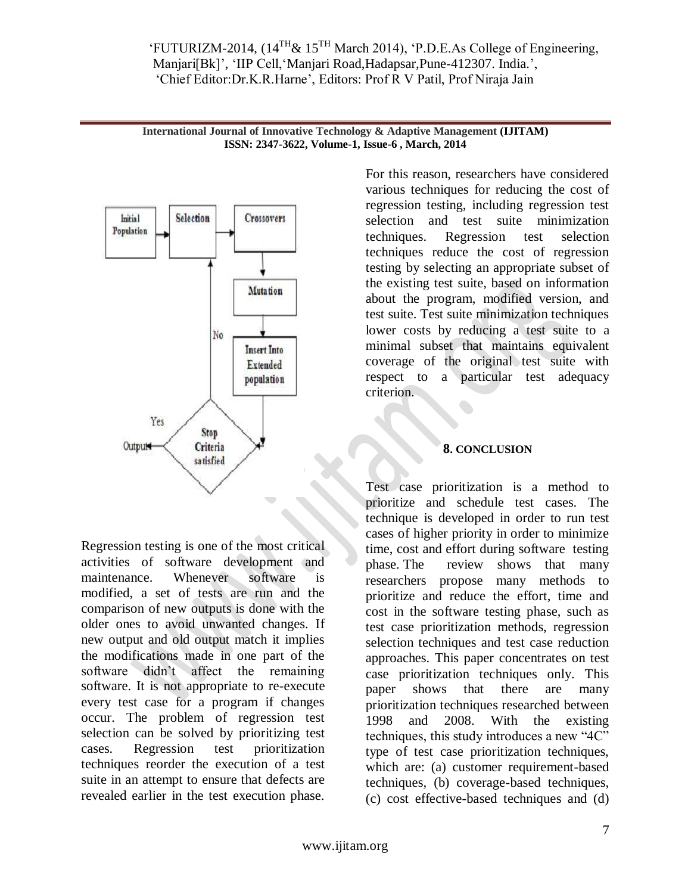Regression testing is one of the most critical activities of software development and maintenance. Whenever software is modified, a set of tests are run and the comparison of new outputs is done with the older ones to avoid unwanted changes. If new output and old output match it implies the modifications made in one part of the software didn't affect the remaining software. It is not appropriate to re-execute every test case for a program if changes occur. The problem of regression test selection can be solved by prioritizing test cases. Regression test prioritization techniques reorder the execution of a test suite in an attempt to ensure that defects are revealed earlier in the test execution phase. For this reason, researchers have considered various techniques for reducing the cost of regression testing, including regression test selection and test suite minimization techniques. Regression test selection techniques reduce the cost of regression testing by selecting an appropriate subset of the existing test suite, based on information about the program, modified version, and test suite. Test suite minimization techniques lower costs by reducing a test suite to a minimal subset that maintains equivalent coverage of the original test suite with respect to a particular test adequacy criterion.

## 8. CONCLUSION

Test case prioritization is a method to prioritize and schedule test cases. The technique is developed in order to run test cases of higher priority in order to minimize time, cost and effort during software testing phase. The review shows that many researchers propose many methods to prioritize and reduce the effort, time and cost in the software testing phase, such as test case prioritization methods, regression selection techniques and test case reduction approaches. This paper concentrates on test case prioritization techniques only. This paper shows that there are many prioritization techniques researched between 1998 and 2008. With the existing techniques, this study introduces a new "4C" type of test case prioritization techniques, which are: (a) customer requirement-based techniques, (b) coverage-based techniques, (c) cost effective-based techniques and (d)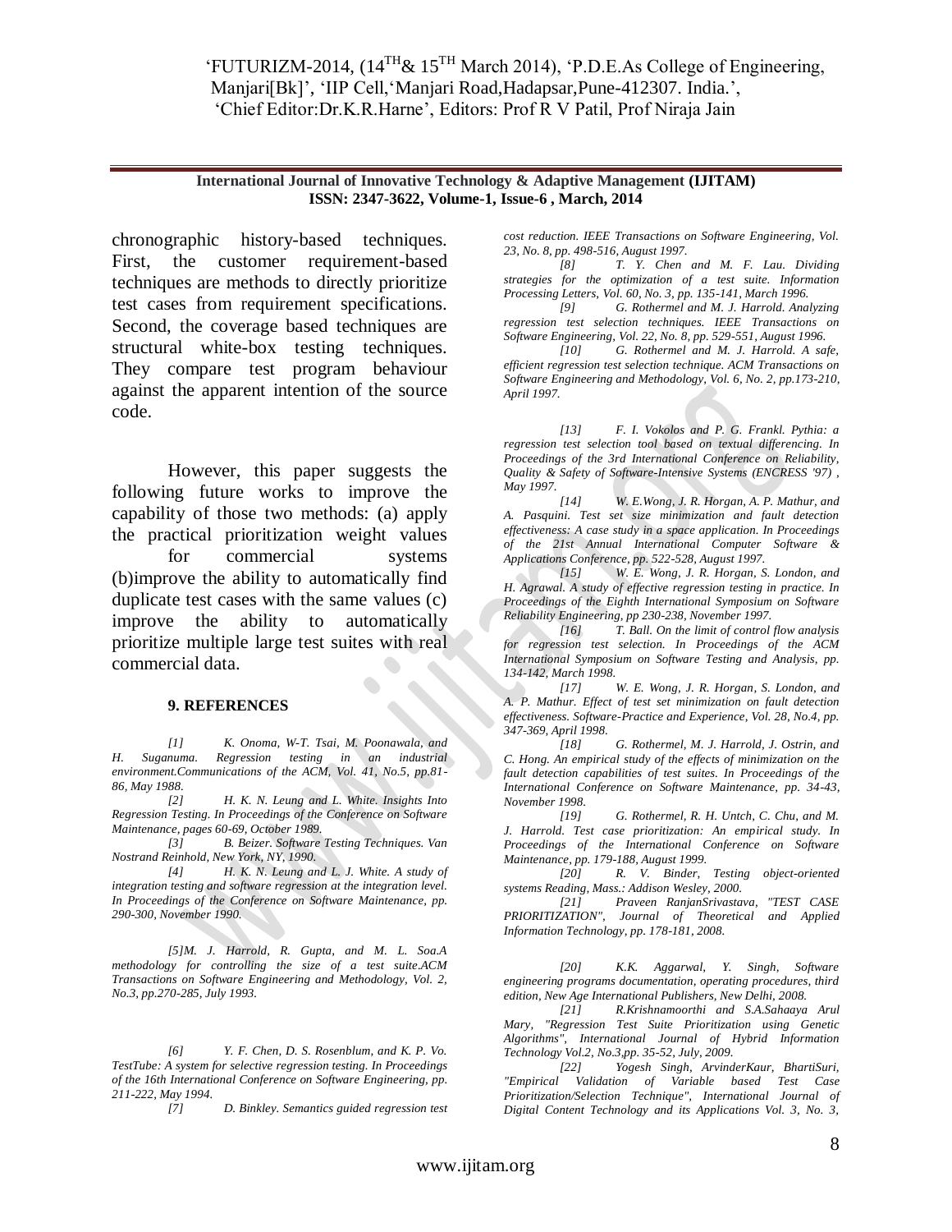chronographic history-based techniques. First, the customer requirement-based techniques are methods to directly prioritize test cases from requirement specifications. Second, the coverage based techniques are structural white-box testing techniques. They compare test program behaviour against the apparent intention of the source code.

However, this paper suggests the following future works to improve the capability of those two methods: (a) apply the practical prioritization weight values for commercial systems (b)improve the ability to automatically find duplicate test cases with the same values (c) improve the ability to automatically prioritize multiple large test suites with real commercial data.

### 9. REFERENCES

*[1] K. Onoma, W-T. Tsai, M. Poonawala, and H. Suganuma. Regression testing in an industrial environment.Communications of the ACM, Vol. 41, No.5, pp.81-86, May 1988.*

*[2] H. K. N. Leung and L. White. Insights Into Regression Testing. In Proceedings of the Conference on Software Maintenance, pages 60-69, October 1989.*

*[3] B. Beizer. Software Testing Techniques. Van Nostrand Reinhold, New York, NY, 1990.*

*[4] H. K. N. Leung and L. J. White. A study of integration testing and software regression at the integration level. In Proceedings of the Conference on Software Maintenance, pp. 290-300, November 1990.*

*[5]M. J. Harrold, R. Gupta, and M. L. Soa.A methodology for controlling the size of a test suite.ACM Transactions on Software Engineering and Methodology, Vol. 2, No.3, pp.270-285, July 1993.*

*[6] Y. F. Chen, D. S. Rosenblum, and K. P. Vo. TestTube: A system for selective regression testing. In Proceedings of the 16th International Conference on Software Engineering, pp. 211-222, May 1994.*

*[7] D. Binkley. Semantics guided regression test cost reduction. IEEE Transactions on Software Engineering, Vol. 23, No. 8, pp. 498-516, August 1997.*

*[8] T. Y. Chen and M. F. Lau. Dividing strategies for the optimization of a test suite. Information Processing Letters, Vol. 60, No. 3, pp. 135-141, March 1996.*

*[9] G. Rothermel and M. J. Harrold. Analyzing regression test selection techniques. IEEE Transactions on Software Engineering, Vol. 22, No. 8, pp. 529-551, August 1996.*

*[10] G. Rothermel and M. J. Harrold. A safe, efficient regression test selection technique. ACM Transactions on Software Engineering and Methodology, Vol. 6, No. 2, pp.173-210, April 1997.*

*[13] F. I. Vokolos and P. G. Frankl. Pythia: a regression test selection tool based on textual differencing. In Proceedings of the 3rd International Conference on Reliability, Quality & Safety of Software-Intensive Systems (ENCRESS '97) , May 1997.*

*[14] W. E.Wong, J. R. Horgan, A. P. Mathur, and A. Pasquini. Test set size minimization and fault detection effectiveness: A case study in a space application. In Proceedings of the 21st Annual International Computer Software & Applications Conference, pp. 522-528, August 1997.*

*[15] W. E. Wong, J. R. Horgan, S. London, and H. Agrawal. A study of effective regression testing in practice. In Proceedings of the Eighth International Symposium on Software Reliability Engineering, pp 230-238, November 1997.*

*[16] T. Ball. On the limit of control flow analysis for regression test selection. In Proceedings of the ACM International Symposium on Software Testing and Analysis, pp. 134-142, March 1998.*

*[17] W. E. Wong, J. R. Horgan, S. London, and A. P. Mathur. Effect of test set minimization on fault detection effectiveness. Software-Practice and Experience, Vol. 28, No.4, pp. 347-369, April 1998.*

*[18] G. Rothermel, M. J. Harrold, J. Ostrin, and C. Hong. An empirical study of the effects of minimization on the fault detection capabilities of test suites. In Proceedings of the International Conference on Software Maintenance, pp. 34-43, November 1998.*

*[19] G. Rothermel, R. H. Untch, C. Chu, and M. J. Harrold. Test case prioritization: An empirical study. In Proceedings of the International Conference on Software Maintenance, pp. 179-188, August 1999.*

*[20] R. V. Binder, Testing object-oriented systems Reading, Mass.: Addison Wesley, 2000.*

*[21] Praveen RanjanSrivastava, "TEST CASE PRIORITIZATION", Journal of Theoretical and Applied Information Technology, pp. 178-181, 2008.*

*[20] K.K. Aggarwal, Y. Singh, Software engineering programs documentation, operating procedures, third edition, New Age International Publishers, New Delhi, 2008.*

*[21] R.Krishnamoorthi and S.A.Sahaaya Arul Mary, "Regression Test Suite Prioritization using Genetic Algorithms", International Journal of Hybrid Information Technology Vol.2, No.3,pp. 35-52, July, 2009.*

*[22] Yogesh Singh, ArvinderKaur, BhartiSuri, "Empirical Validation of Variable based Test Case Prioritization/Selection Technique", International Journal of Digital Content Technology and its Applications Vol. 3, No. 3,*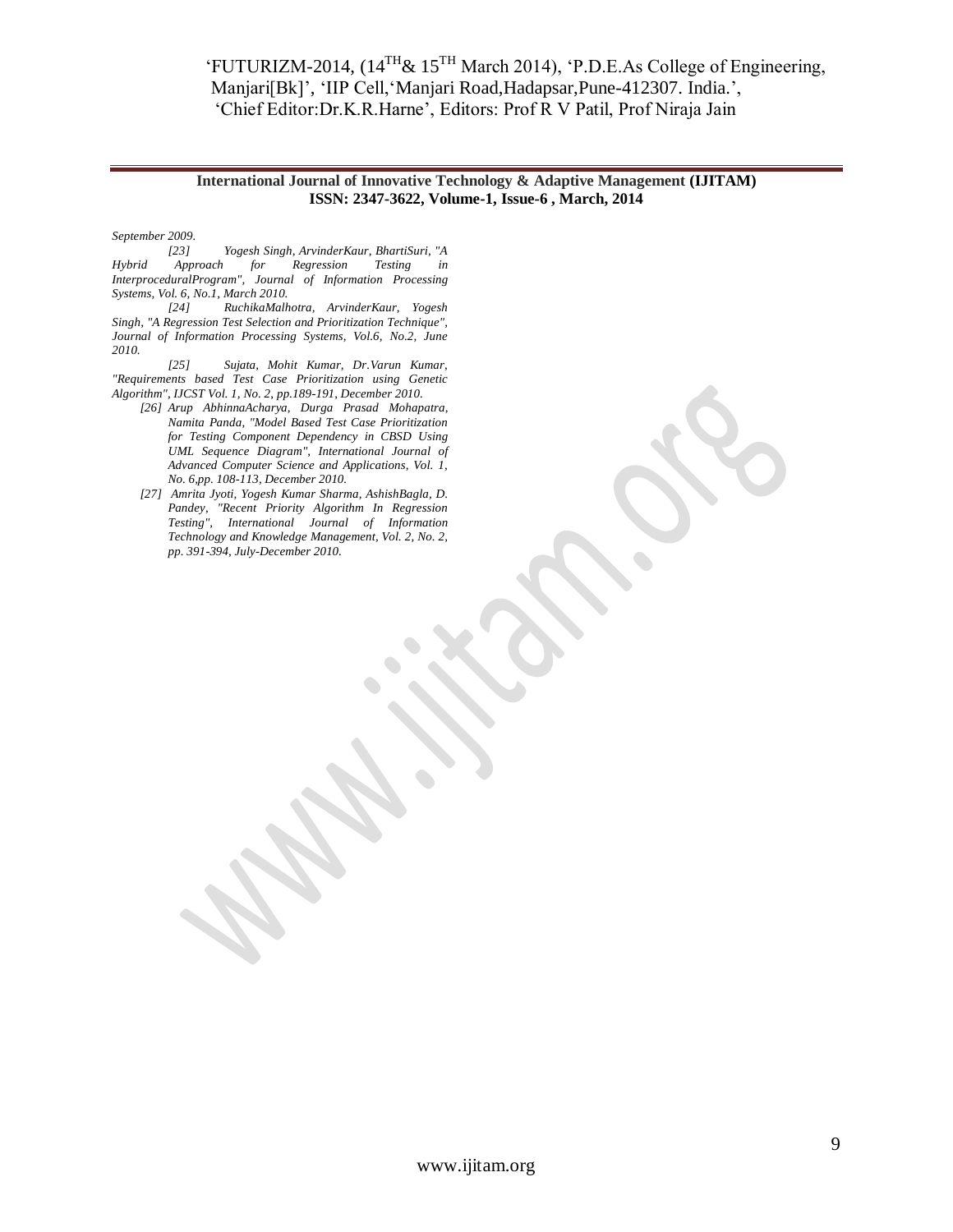*September 2009.*

*[23] Yogesh Singh, ArvinderKaur, BhartiSuri, "A Hybrid Approach for Regression Testing in InterproceduralProgram", Journal of Information Processing Systems, Vol. 6, No.1, March 2010.*

*[24] RuchikaMalhotra, ArvinderKaur, Yogesh Singh, "A Regression Test Selection and Prioritization Technique", Journal of Information Processing Systems, Vol.6, No.2, June 2010.*

*[25] Sujata, Mohit Kumar, Dr.Varun Kumar, "Requirements based Test Case Prioritization using Genetic Algorithm", IJCST Vol. 1, No. 2, pp.189-191, December 2010.*

*[26] Arup AbhinnaAcharya, Durga Prasad Mohapatra, Namita Panda, "Model Based Test Case Prioritization for Testing Component Dependency in CBSD Using UML Sequence Diagram", International Journal of Advanced Computer Science and Applications, Vol. 1, No. 6,pp. 108-113, December 2010.*

*[27] Amrita Jyoti, Yogesh Kumar Sharma, AshishBagla, D. Pandey, "Recent Priority Algorithm In Regression Testing", International Journal of Information Technology and Knowledge Management, Vol. 2, No. 2, pp. 391-394, July-December 2010.*